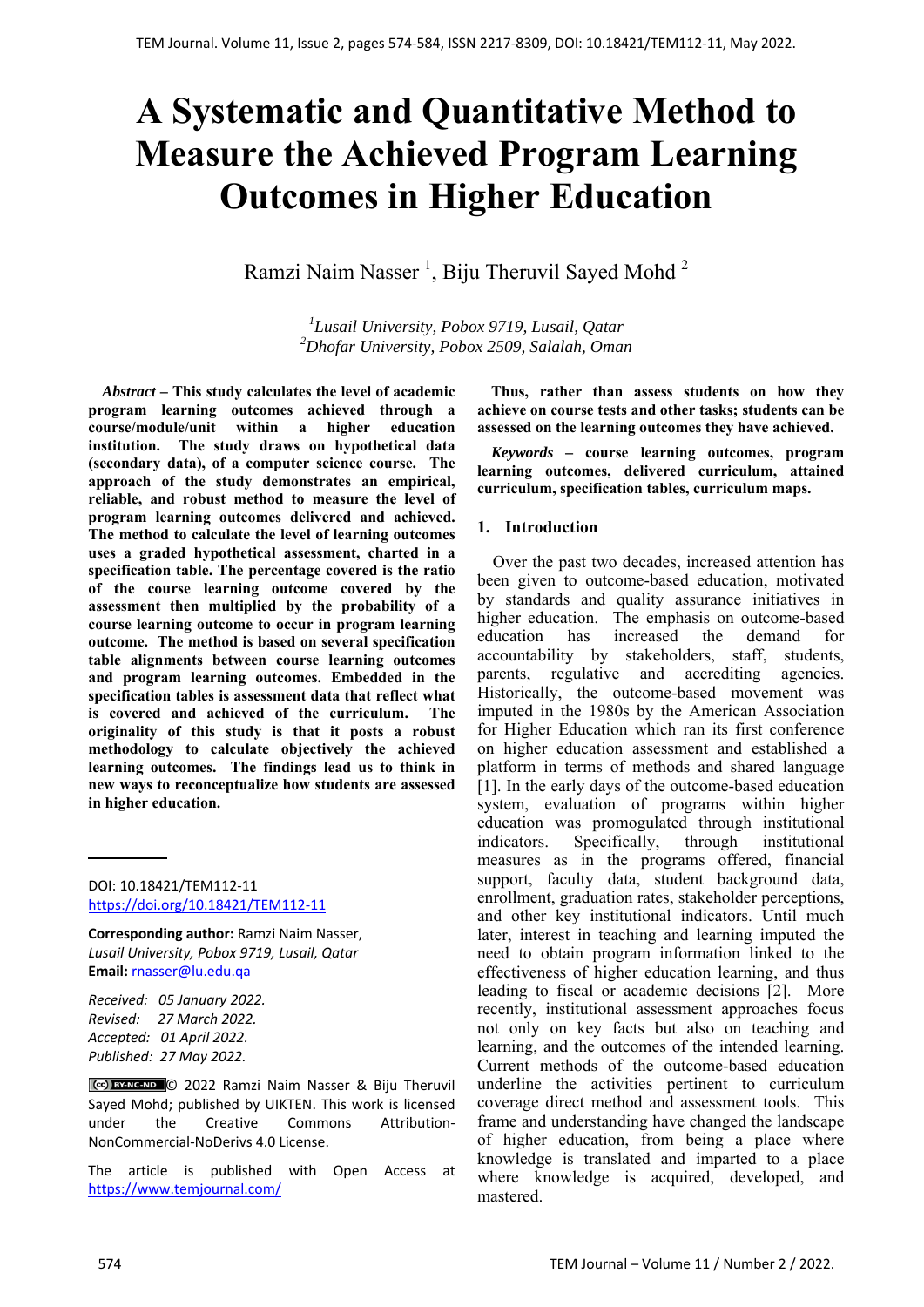# A Systematic and Quantitative Method to Measure the Achieved Program Learning Outcomes in Higher Education

Ramzi Naim Nasser [1], Biju Theruvil Sayed Mohd [2]

[1]*Lusail University, Pobox 9719, Lusail, Qatar*
[2]*Dhofar University, Pobox 2509, Salalah, Oman*

***Abstract* – This study calculates the level of academic program learning outcomes achieved through a course/module/unit within a higher education institution. The study draws on hypothetical data (secondary data), of a computer science course. The approach of the study demonstrates an empirical, reliable, and robust method to measure the level of program learning outcomes delivered and achieved. The method to calculate the level of learning outcomes uses a graded hypothetical assessment, charted in a specification table. The percentage covered is the ratio of the course learning outcome covered by the assessment then multiplied by the probability of a course learning outcome to occur in program learning outcome. The method is based on several specification table alignments between course learning outcomes and program learning outcomes. Embedded in the specification tables is assessment data that reflect what is covered and achieved of the curriculum. The originality of this study is that it posts a robust methodology to calculate objectively the achieved learning outcomes. The findings lead us to think in new ways to reconceptualize how students are assessed in higher education. Thus, rather than assess students on how they achieve on course tests and other tasks; students can be assessed on the learning outcomes they have achieved.**

***Keywords* – course learning outcomes, program learning outcomes, delivered curriculum, attained curriculum, specification tables, curriculum maps.**

DOI: 10.18421/TEM112-11
https://doi.org/10.18421/TEM112-11

**Corresponding author:** Ramzi Naim Nasser,
*Lusail University, Pobox 9719, Lusail, Qatar*
**Email:** rnasser@lu.edu.qa

*Received: 05 January 2022.*
*Revised: 27 March 2022.*
*Accepted: 01 April 2022.*
*Published: 27 May 2022.*

© 2022 Ramzi Naim Nasser & Biju Theruvil Sayed Mohd; published by UIKTEN. This work is licensed under the Creative Commons Attribution-NonCommercial-NoDerivs 4.0 License.

The article is published with Open Access at https://www.temjournal.com/

## 1. Introduction

Over the past two decades, increased attention has been given to outcome-based education, motivated by standards and quality assurance initiatives in higher education. The emphasis on outcome-based education has increased the demand for accountability by stakeholders, staff, students, parents, regulative and accrediting agencies. Historically, the outcome-based movement was imputed in the 1980s by the American Association for Higher Education which ran its first conference on higher education assessment and established a platform in terms of methods and shared language [1]. In the early days of the outcome-based education system, evaluation of programs within higher education was promogulated through institutional indicators. Specifically, through institutional measures as in the programs offered, financial support, faculty data, student background data, enrollment, graduation rates, stakeholder perceptions, and other key institutional indicators. Until much later, interest in teaching and learning imputed the need to obtain program information linked to the effectiveness of higher education learning, and thus leading to fiscal or academic decisions [2]. More recently, institutional assessment approaches focus not only on key facts but also on teaching and learning, and the outcomes of the intended learning. Current methods of the outcome-based education underline the activities pertinent to curriculum coverage direct method and assessment tools. This frame and understanding have changed the landscape of higher education, from being a place where knowledge is translated and imparted to a place where knowledge is acquired, developed, and mastered.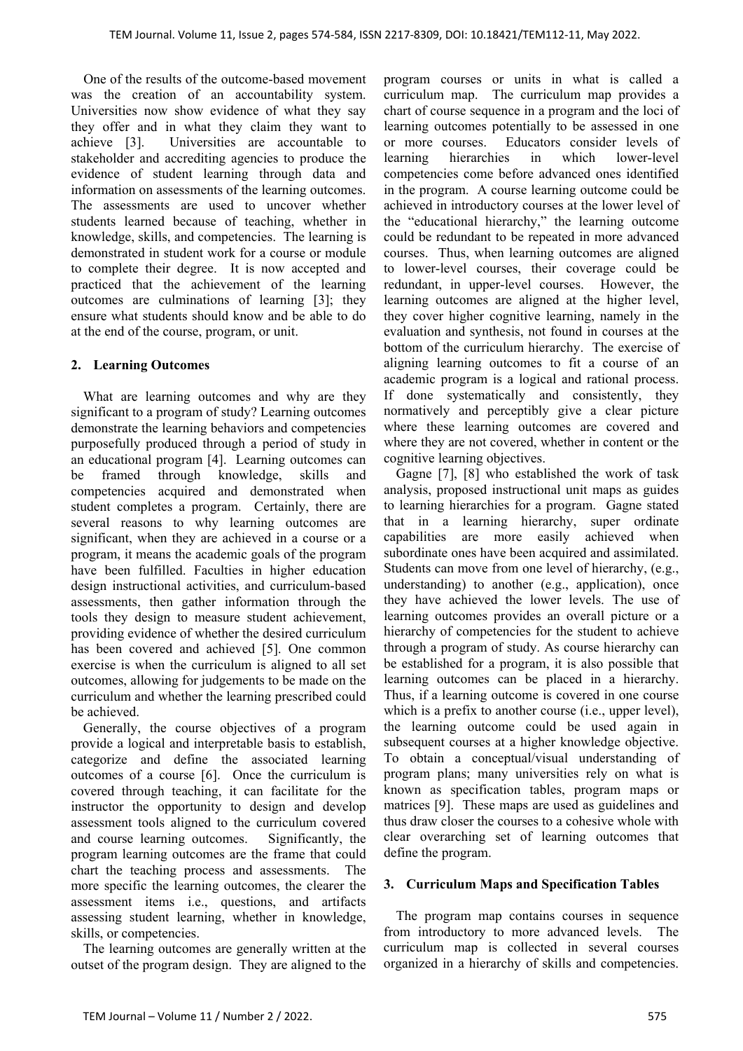One of the results of the outcome-based movement was the creation of an accountability system. Universities now show evidence of what they say they offer and in what they claim they want to achieve [3]. Universities are accountable to stakeholder and accrediting agencies to produce the evidence of student learning through data and information on assessments of the learning outcomes. The assessments are used to uncover whether students learned because of teaching, whether in knowledge, skills, and competencies. The learning is demonstrated in student work for a course or module to complete their degree. It is now accepted and practiced that the achievement of the learning outcomes are culminations of learning [3]; they ensure what students should know and be able to do at the end of the course, program, or unit.

## 2. Learning Outcomes

What are learning outcomes and why are they significant to a program of study? Learning outcomes demonstrate the learning behaviors and competencies purposefully produced through a period of study in an educational program [4]. Learning outcomes can be framed through knowledge, skills and competencies acquired and demonstrated when student completes a program. Certainly, there are several reasons to why learning outcomes are significant, when they are achieved in a course or a program, it means the academic goals of the program have been fulfilled. Faculties in higher education design instructional activities, and curriculum-based assessments, then gather information through the tools they design to measure student achievement, providing evidence of whether the desired curriculum has been covered and achieved [5]. One common exercise is when the curriculum is aligned to all set outcomes, allowing for judgements to be made on the curriculum and whether the learning prescribed could be achieved.

Generally, the course objectives of a program provide a logical and interpretable basis to establish, categorize and define the associated learning outcomes of a course [6]. Once the curriculum is covered through teaching, it can facilitate for the instructor the opportunity to design and develop assessment tools aligned to the curriculum covered and course learning outcomes. Significantly, the program learning outcomes are the frame that could chart the teaching process and assessments. The more specific the learning outcomes, the clearer the assessment items i.e., questions, and artifacts assessing student learning, whether in knowledge, skills, or competencies.

The learning outcomes are generally written at the outset of the program design. They are aligned to the program courses or units in what is called a curriculum map. The curriculum map provides a chart of course sequence in a program and the loci of learning outcomes potentially to be assessed in one or more courses. Educators consider levels of learning hierarchies in which lower-level competencies come before advanced ones identified in the program. A course learning outcome could be achieved in introductory courses at the lower level of the "educational hierarchy," the learning outcome could be redundant to be repeated in more advanced courses. Thus, when learning outcomes are aligned to lower-level courses, their coverage could be redundant, in upper-level courses. However, the learning outcomes are aligned at the higher level, they cover higher cognitive learning, namely in the evaluation and synthesis, not found in courses at the bottom of the curriculum hierarchy. The exercise of aligning learning outcomes to fit a course of an academic program is a logical and rational process. If done systematically and consistently, they normatively and perceptibly give a clear picture where these learning outcomes are covered and where they are not covered, whether in content or the cognitive learning objectives.

Gagne [7], [8] who established the work of task analysis, proposed instructional unit maps as guides to learning hierarchies for a program. Gagne stated that in a learning hierarchy, super ordinate capabilities are more easily achieved when subordinate ones have been acquired and assimilated. Students can move from one level of hierarchy, (e.g., understanding) to another (e.g., application), once they have achieved the lower levels. The use of learning outcomes provides an overall picture or a hierarchy of competencies for the student to achieve through a program of study. As course hierarchy can be established for a program, it is also possible that learning outcomes can be placed in a hierarchy. Thus, if a learning outcome is covered in one course which is a prefix to another course (i.e., upper level), the learning outcome could be used again in subsequent courses at a higher knowledge objective. To obtain a conceptual/visual understanding of program plans; many universities rely on what is known as specification tables, program maps or matrices [9]. These maps are used as guidelines and thus draw closer the courses to a cohesive whole with clear overarching set of learning outcomes that define the program.

## 3. Curriculum Maps and Specification Tables

The program map contains courses in sequence from introductory to more advanced levels. The curriculum map is collected in several courses organized in a hierarchy of skills and competencies.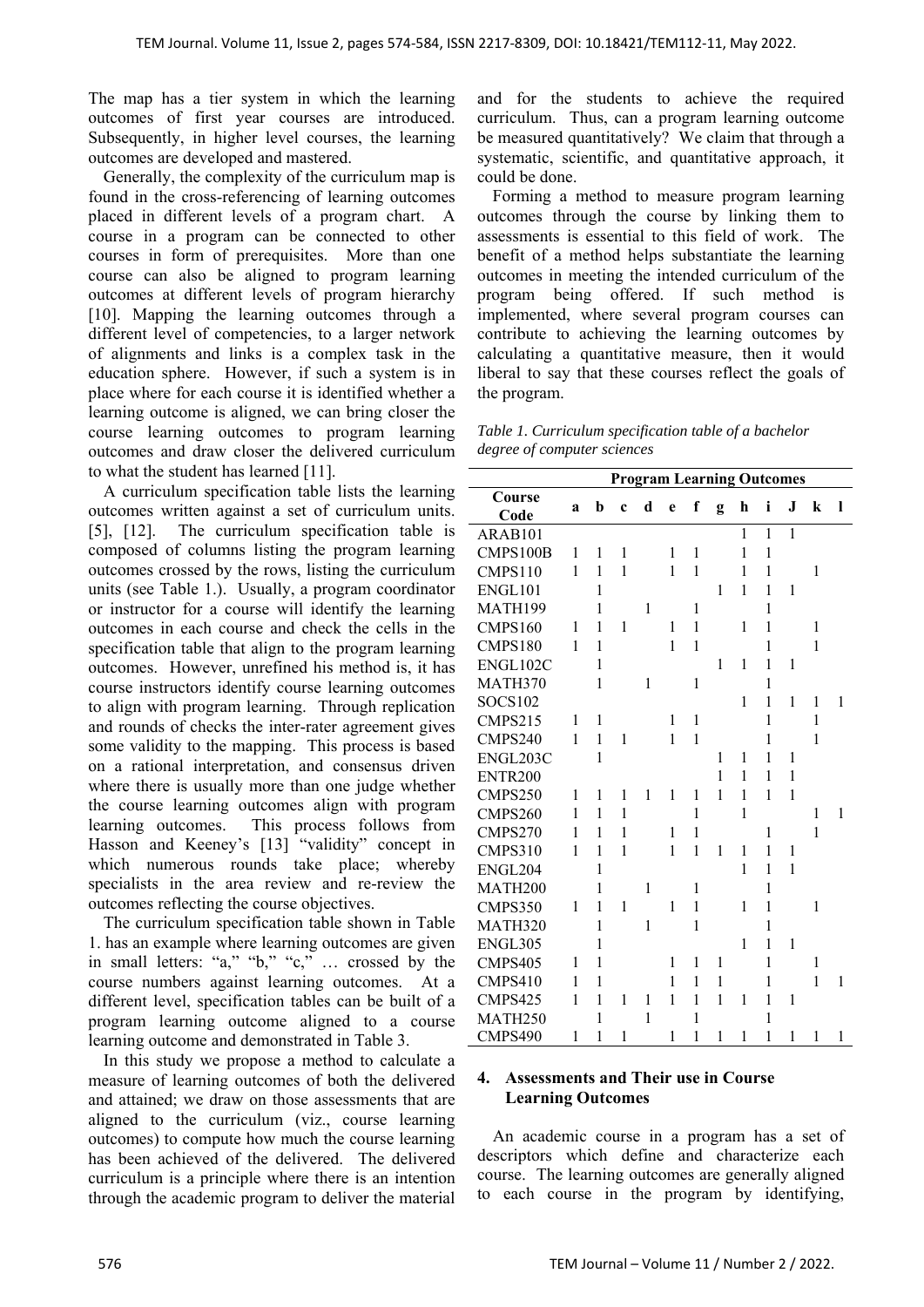The map has a tier system in which the learning outcomes of first year courses are introduced. Subsequently, in higher level courses, the learning outcomes are developed and mastered.

Generally, the complexity of the curriculum map is found in the cross-referencing of learning outcomes placed in different levels of a program chart. A course in a program can be connected to other courses in form of prerequisites. More than one course can also be aligned to program learning outcomes at different levels of program hierarchy [10]. Mapping the learning outcomes through a different level of competencies, to a larger network of alignments and links is a complex task in the education sphere. However, if such a system is in place where for each course it is identified whether a learning outcome is aligned, we can bring closer the course learning outcomes to program learning outcomes and draw closer the delivered curriculum to what the student has learned [11].

A curriculum specification table lists the learning outcomes written against a set of curriculum units. [5], [12]. The curriculum specification table is composed of columns listing the program learning outcomes crossed by the rows, listing the curriculum units (see Table 1.). Usually, a program coordinator or instructor for a course will identify the learning outcomes in each course and check the cells in the specification table that align to the program learning outcomes. However, unrefined his method is, it has course instructors identify course learning outcomes to align with program learning. Through replication and rounds of checks the inter-rater agreement gives some validity to the mapping. This process is based on a rational interpretation, and consensus driven where there is usually more than one judge whether the course learning outcomes align with program learning outcomes. This process follows from Hasson and Keeney's [13] "validity" concept in which numerous rounds take place; whereby specialists in the area review and re-review the outcomes reflecting the course objectives.

The curriculum specification table shown in Table 1. has an example where learning outcomes are given in small letters: "a," "b," "c," … crossed by the course numbers against learning outcomes. At a different level, specification tables can be built of a program learning outcome aligned to a course learning outcome and demonstrated in Table 3.

In this study we propose a method to calculate a measure of learning outcomes of both the delivered and attained; we draw on those assessments that are aligned to the curriculum (viz., course learning outcomes) to compute how much the course learning has been achieved of the delivered. The delivered curriculum is a principle where there is an intention through the academic program to deliver the material and for the students to achieve the required curriculum. Thus, can a program learning outcome be measured quantitatively? We claim that through a systematic, scientific, and quantitative approach, it could be done.

Forming a method to measure program learning outcomes through the course by linking them to assessments is essential to this field of work. The benefit of a method helps substantiate the learning outcomes in meeting the intended curriculum of the program being offered. If such method is implemented, where several program courses can contribute to achieving the learning outcomes by calculating a quantitative measure, then it would liberal to say that these courses reflect the goals of the program.

*Table 1. Curriculum specification table of a bachelor degree of computer sciences*

| | **Program Learning Outcomes** | | | | | | | | | | | |
|---|---|---|---|---|---|---|---|---|---|---|---|---|
| **Course Code** | **a** | **b** | **c** | **d** | **e** | **f** | **g** | **h** | **i** | **J** | **k** | **l** |
| ARAB101 | | | | | | | | 1 | 1 | 1 | | |
| CMPS100B | 1 | 1 | 1 | | 1 | 1 | | 1 | 1 | | | |
| CMPS110 | 1 | 1 | 1 | | 1 | 1 | | 1 | 1 | | 1 | |
| ENGL101 | | 1 | | | | | 1 | 1 | 1 | 1 | | |
| MATH199 | | 1 | | 1 | | 1 | | | 1 | | | |
| CMPS160 | 1 | 1 | 1 | | 1 | 1 | | 1 | 1 | | 1 | |
| CMPS180 | 1 | 1 | | | 1 | 1 | | | 1 | | 1 | |
| ENGL102C | | 1 | | | | | 1 | 1 | 1 | 1 | | |
| MATH370 | | 1 | | 1 | | 1 | | | 1 | | | |
| SOCS102 | | | | | | | | 1 | 1 | 1 | 1 | 1 |
| CMPS215 | 1 | 1 | | | 1 | 1 | | | 1 | | 1 | |
| CMPS240 | 1 | 1 | 1 | | 1 | 1 | | | 1 | | 1 | |
| ENGL203C | | 1 | | | | | 1 | 1 | 1 | 1 | | |
| ENTR200 | | | | | | | 1 | 1 | 1 | 1 | | |
| CMPS250 | 1 | 1 | 1 | 1 | 1 | 1 | 1 | 1 | 1 | 1 | | |
| CMPS260 | 1 | 1 | 1 | | | 1 | | 1 | | | 1 | 1 |
| CMPS270 | 1 | 1 | 1 | | 1 | 1 | | | 1 | | 1 | |
| CMPS310 | 1 | 1 | 1 | | 1 | 1 | 1 | 1 | 1 | 1 | | |
| ENGL204 | | 1 | | | | | | 1 | 1 | 1 | | |
| MATH200 | | 1 | | 1 | | 1 | | | 1 | | | |
| CMPS350 | 1 | 1 | 1 | | 1 | 1 | | 1 | 1 | | 1 | |
| MATH320 | | 1 | | 1 | | 1 | | | 1 | | | |
| ENGL305 | | 1 | | | | | | 1 | 1 | 1 | | |
| CMPS405 | 1 | 1 | | | 1 | 1 | 1 | | 1 | | 1 | |
| CMPS410 | 1 | 1 | | | 1 | 1 | 1 | | 1 | | 1 | 1 |
| CMPS425 | 1 | 1 | 1 | 1 | 1 | 1 | 1 | 1 | 1 | 1 | | |
| MATH250 | | 1 | | 1 | | 1 | | | 1 | | | |
| CMPS490 | 1 | 1 | 1 | | 1 | 1 | 1 | 1 | 1 | 1 | 1 | 1 |

## 4. Assessments and Their use in Course Learning Outcomes

An academic course in a program has a set of descriptors which define and characterize each course. The learning outcomes are generally aligned to each course in the program by identifying,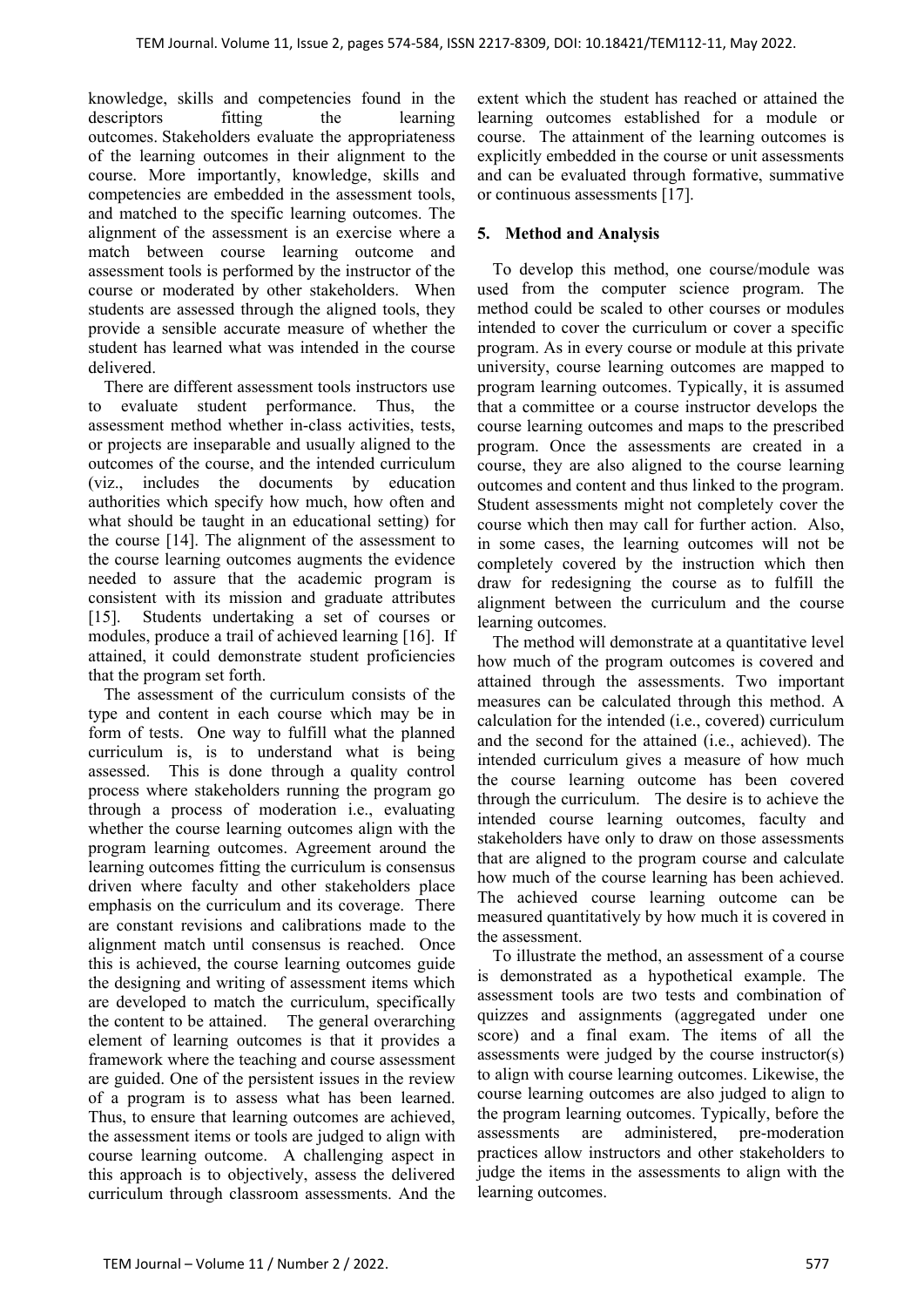knowledge, skills and competencies found in the descriptors fitting the learning outcomes. Stakeholders evaluate the appropriateness of the learning outcomes in their alignment to the course. More importantly, knowledge, skills and competencies are embedded in the assessment tools, and matched to the specific learning outcomes. The alignment of the assessment is an exercise where a match between course learning outcome and assessment tools is performed by the instructor of the course or moderated by other stakeholders. When students are assessed through the aligned tools, they provide a sensible accurate measure of whether the student has learned what was intended in the course delivered.

There are different assessment tools instructors use to evaluate student performance. Thus, the assessment method whether in-class activities, tests, or projects are inseparable and usually aligned to the outcomes of the course, and the intended curriculum (viz., includes the documents by education authorities which specify how much, how often and what should be taught in an educational setting) for the course [14]. The alignment of the assessment to the course learning outcomes augments the evidence needed to assure that the academic program is consistent with its mission and graduate attributes [15]. Students undertaking a set of courses or modules, produce a trail of achieved learning [16]. If attained, it could demonstrate student proficiencies that the program set forth.

The assessment of the curriculum consists of the type and content in each course which may be in form of tests. One way to fulfill what the planned curriculum is, is to understand what is being assessed. This is done through a quality control process where stakeholders running the program go through a process of moderation i.e., evaluating whether the course learning outcomes align with the program learning outcomes. Agreement around the learning outcomes fitting the curriculum is consensus driven where faculty and other stakeholders place emphasis on the curriculum and its coverage. There are constant revisions and calibrations made to the alignment match until consensus is reached. Once this is achieved, the course learning outcomes guide the designing and writing of assessment items which are developed to match the curriculum, specifically the content to be attained. The general overarching element of learning outcomes is that it provides a framework where the teaching and course assessment are guided. One of the persistent issues in the review of a program is to assess what has been learned. Thus, to ensure that learning outcomes are achieved, the assessment items or tools are judged to align with course learning outcome. A challenging aspect in this approach is to objectively, assess the delivered curriculum through classroom assessments. And the extent which the student has reached or attained the learning outcomes established for a module or course. The attainment of the learning outcomes is explicitly embedded in the course or unit assessments and can be evaluated through formative, summative or continuous assessments [17].

## 5. Method and Analysis

To develop this method, one course/module was used from the computer science program. The method could be scaled to other courses or modules intended to cover the curriculum or cover a specific program. As in every course or module at this private university, course learning outcomes are mapped to program learning outcomes. Typically, it is assumed that a committee or a course instructor develops the course learning outcomes and maps to the prescribed program. Once the assessments are created in a course, they are also aligned to the course learning outcomes and content and thus linked to the program. Student assessments might not completely cover the course which then may call for further action. Also, in some cases, the learning outcomes will not be completely covered by the instruction which then draw for redesigning the course as to fulfill the alignment between the curriculum and the course learning outcomes.

The method will demonstrate at a quantitative level how much of the program outcomes is covered and attained through the assessments. Two important measures can be calculated through this method. A calculation for the intended (i.e., covered) curriculum and the second for the attained (i.e., achieved). The intended curriculum gives a measure of how much the course learning outcome has been covered through the curriculum. The desire is to achieve the intended course learning outcomes, faculty and stakeholders have only to draw on those assessments that are aligned to the program course and calculate how much of the course learning has been achieved. The achieved course learning outcome can be measured quantitatively by how much it is covered in the assessment.

To illustrate the method, an assessment of a course is demonstrated as a hypothetical example. The assessment tools are two tests and combination of quizzes and assignments (aggregated under one score) and a final exam. The items of all the assessments were judged by the course instructor(s) to align with course learning outcomes. Likewise, the course learning outcomes are also judged to align to the program learning outcomes. Typically, before the assessments are administered, pre-moderation practices allow instructors and other stakeholders to judge the items in the assessments to align with the learning outcomes.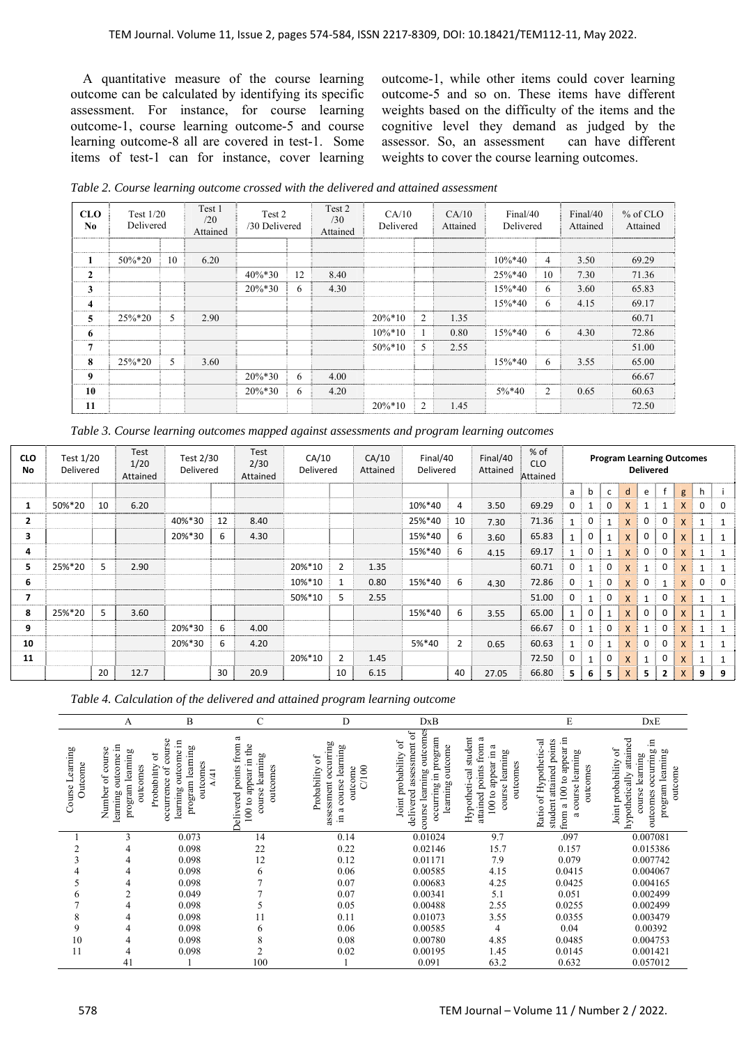A quantitative measure of the course learning outcome can be calculated by identifying its specific assessment. For instance, for course learning outcome-1, course learning outcome-5 and course learning outcome-8 all are covered in test-1. Some items of test-1 can for instance, cover learning outcome-1, while other items could cover learning outcome-5 and so on. These items have different weights based on the difficulty of the items and the cognitive level they demand as judged by the assessor. So, an assessment can have different weights to cover the course learning outcomes.

*Table 2. Course learning outcome crossed with the delivered and attained assessment*

| CLO No | Test 1/20 Delivered | | Test 1 /20 Attained | Test 2 /30 Delivered | | Test 2 /30 Attained | CA/10 Delivered | | CA/10 Attained | Final/40 Delivered | | Final/40 Attained | % of CLO Attained |
|---|---|---|---|---|---|---|---|---|---|---|---|---|---|
| | | | | | | | | | | | | | |
| 1 | 50%*20 | 10 | 6.20 | | | | | | | 10%*40 | 4 | 3.50 | 69.29 |
| 2 | | | | 40%*30 | 12 | 8.40 | | | | 25%*40 | 10 | 7.30 | 71.36 |
| 3 | | | | 20%*30 | 6 | 4.30 | | | | 15%*40 | 6 | 3.60 | 65.83 |
| 4 | | | | | | | | | | 15%*40 | 6 | 4.15 | 69.17 |
| 5 | 25%*20 | 5 | 2.90 | | | | 20%*10 | 2 | 1.35 | | | | 60.71 |
| 6 | | | | | | | 10%*10 | 1 | 0.80 | 15%*40 | 6 | 4.30 | 72.86 |
| 7 | | | | | | | 50%*10 | 5 | 2.55 | | | | 51.00 |
| 8 | 25%*20 | 5 | 3.60 | | | | | | | 15%*40 | 6 | 3.55 | 65.00 |
| 9 | | | | 20%*30 | 6 | 4.00 | | | | | | | 66.67 |
| 10 | | | | 20%*30 | 6 | 4.20 | | | | 5%*40 | 2 | 0.65 | 60.63 |
| 11 | | | | | | | 20%*10 | 2 | 1.45 | | | | 72.50 |

*Table 3. Course learning outcomes mapped against assessments and program learning outcomes*

| CLO No | Test 1/20 Delivered | | Test 1/20 Attained | Test 2/30 Delivered | | Test 2/30 Attained | CA/10 Delivered | | CA/10 Attained | Final/40 Delivered | | Final/40 Attained | % of CLO Attained | Program Learning Outcomes Delivered | | | | | | | | |
|---|---|---|---|---|---|---|---|---|---|---|---|---|---|---|---|---|---|---|---|---|---|---|
| | | | | | | | | | | | | | | a | b | c | d | e | f | g | h | i |
| 1 | 50%*20 | 10 | 6.20 | | | | | | | 10%*40 | 4 | 3.50 | 69.29 | 0 | 1 | 0 | X | 1 | 1 | X | 0 | 0 |
| 2 | | | | 40%*30 | 12 | 8.40 | | | | 25%*40 | 10 | 7.30 | 71.36 | 1 | 0 | 1 | X | 0 | 0 | X | 1 | 1 |
| 3 | | | | 20%*30 | 6 | 4.30 | | | | 15%*40 | 6 | 3.60 | 65.83 | 1 | 0 | 1 | X | 0 | 0 | X | 1 | 1 |
| 4 | | | | | | | | | | 15%*40 | 6 | 4.15 | 69.17 | 1 | 0 | 1 | X | 0 | 0 | X | 1 | 1 |
| 5 | 25%*20 | 5 | 2.90 | | | | 20%*10 | 2 | 1.35 | | | | 60.71 | 0 | 1 | 0 | X | 1 | 0 | X | 1 | 1 |
| 6 | | | | | | | 10%*10 | 1 | 0.80 | 15%*40 | 6 | 4.30 | 72.86 | 0 | 1 | 0 | X | 0 | 1 | X | 0 | 0 |
| 7 | | | | | | | 50%*10 | 5 | 2.55 | | | | 51.00 | 0 | 1 | 0 | X | 1 | 0 | X | 1 | 1 |
| 8 | 25%*20 | 5 | 3.60 | | | | | | | 15%*40 | 6 | 3.55 | 65.00 | 1 | 0 | 1 | X | 0 | 0 | X | 1 | 1 |
| 9 | | | | 20%*30 | 6 | 4.00 | | | | | | | 66.67 | 0 | 1 | 0 | X | 1 | 0 | X | 1 | 1 |
| 10 | | | | 20%*30 | 6 | 4.20 | | | | 5%*40 | 2 | 0.65 | 60.63 | 1 | 0 | 1 | X | 0 | 0 | X | 1 | 1 |
| 11 | | | | | | | 20%*10 | 2 | 1.45 | | | | 72.50 | 0 | 1 | 0 | X | 1 | 0 | X | 1 | 1 |
| | | 20 | 12.7 | | 30 | 20.9 | | 10 | 6.15 | | 40 | 27.05 | 66.80 | 5 | 6 | 5 | X | 5 | 2 | X | 9 | 9 |

*Table 4. Calculation of the delivered and attained program learning outcome*

| | A | B | C | D | DxB | | E | DxE |
|---|---|---|---|---|---|---|---|---|
| Course Learning Outcome | Number of course learning outcome in program learning outcomes | Probability of occurrence of course learning outcome in program learning outcomes A/41 | Delivered points from a 100 to appear in the course learning outcomes | Probability of assessment occurring in a course learning outcome C/100 | Joint probability of delivered assessment of course learning outcomes occurring in program learning outcome | Hypotheti-cal student attained points from a 100 to appear in a course learning outcomes | Ratio of Hypothetic-al student attained points from a 100 to appear in a course learning outcomes | Joint probability of hypothetically attained course learning outcomes occurring in program learning outcome |
| 1 | 3 | 0.073 | 14 | 0.14 | 0.01024 | 9.7 | .097 | 0.007081 |
| 2 | 4 | 0.098 | 22 | 0.22 | 0.02146 | 15.7 | 0.157 | 0.015386 |
| 3 | 4 | 0.098 | 12 | 0.12 | 0.01171 | 7.9 | 0.079 | 0.007742 |
| 4 | 4 | 0.098 | 6 | 0.06 | 0.00585 | 4.15 | 0.0415 | 0.004067 |
| 5 | 4 | 0.098 | 7 | 0.07 | 0.00683 | 4.25 | 0.0425 | 0.004165 |
| 6 | 2 | 0.049 | 7 | 0.07 | 0.00341 | 5.1 | 0.051 | 0.002499 |
| 7 | 4 | 0.098 | 5 | 0.05 | 0.00488 | 2.55 | 0.0255 | 0.002499 |
| 8 | 4 | 0.098 | 11 | 0.11 | 0.01073 | 3.55 | 0.0355 | 0.003479 |
| 9 | 4 | 0.098 | 6 | 0.06 | 0.00585 | 4 | 0.04 | 0.00392 |
| 10 | 4 | 0.098 | 8 | 0.08 | 0.00780 | 4.85 | 0.0485 | 0.004753 |
| 11 | 4 | 0.098 | 2 | 0.02 | 0.00195 | 1.45 | 0.0145 | 0.001421 |
| | 41 | 1 | 100 | 1 | 0.091 | 63.2 | 0.632 | 0.057012 |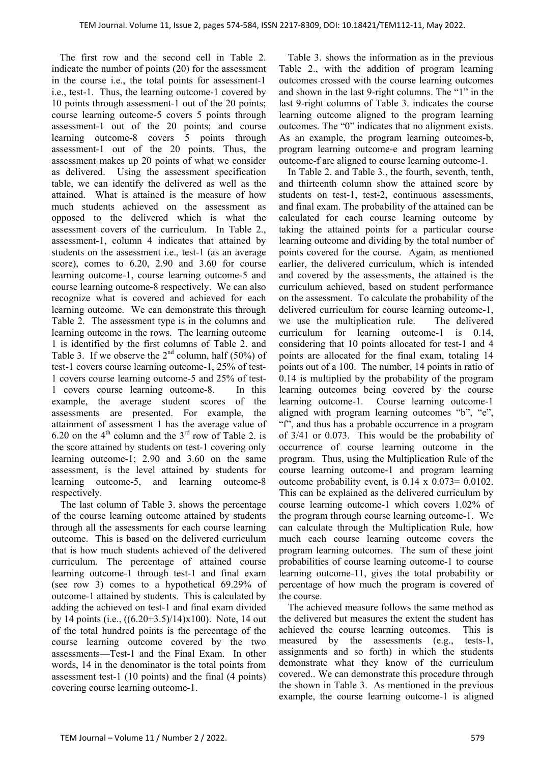The first row and the second cell in Table 2. indicate the number of points (20) for the assessment in the course i.e., the total points for assessment-1 i.e., test-1. Thus, the learning outcome-1 covered by 10 points through assessment-1 out of the 20 points; course learning outcome-5 covers 5 points through assessment-1 out of the 20 points; and course learning outcome-8 covers 5 points through assessment-1 out of the 20 points. Thus, the assessment makes up 20 points of what we consider as delivered. Using the assessment specification table, we can identify the delivered as well as the attained. What is attained is the measure of how much students achieved on the assessment as opposed to the delivered which is what the assessment covers of the curriculum. In Table 2., assessment-1, column 4 indicates that attained by students on the assessment i.e., test-1 (as an average score), comes to 6.20, 2.90 and 3.60 for course learning outcome-1, course learning outcome-5 and course learning outcome-8 respectively. We can also recognize what is covered and achieved for each learning outcome. We can demonstrate this through Table 2. The assessment type is in the columns and learning outcome in the rows. The learning outcome 1 is identified by the first columns of Table 2. and Table 3. If we observe the 2nd column, half (50%) of test-1 covers course learning outcome-1, 25% of test-1 covers course learning outcome-5 and 25% of test-1 covers course learning outcome-8. In this example, the average student scores of the assessments are presented. For example, the attainment of assessment 1 has the average value of 6.20 on the 4th column and the 3rd row of Table 2. is the score attained by students on test-1 covering only learning outcome-1; 2.90 and 3.60 on the same assessment, is the level attained by students for learning outcome-5, and learning outcome-8 respectively.

The last column of Table 3. shows the percentage of the course learning outcome attained by students through all the assessments for each course learning outcome. This is based on the delivered curriculum that is how much students achieved of the delivered curriculum. The percentage of attained course learning outcome-1 through test-1 and final exam (see row 3) comes to a hypothetical 69.29% of outcome-1 attained by students. This is calculated by adding the achieved on test-1 and final exam divided by 14 points (i.e., ((6.20+3.5)/14)x100). Note, 14 out of the total hundred points is the percentage of the course learning outcome covered by the two assessments—Test-1 and the Final Exam. In other words, 14 in the denominator is the total points from assessment test-1 (10 points) and the final (4 points) covering course learning outcome-1.

Table 3. shows the information as in the previous Table 2., with the addition of program learning outcomes crossed with the course learning outcomes and shown in the last 9-right columns. The "1" in the last 9-right columns of Table 3. indicates the course learning outcome aligned to the program learning outcomes. The "0" indicates that no alignment exists. As an example, the program learning outcomes-b, program learning outcome-e and program learning outcome-f are aligned to course learning outcome-1.

In Table 2. and Table 3., the fourth, seventh, tenth, and thirteenth column show the attained score by students on test-1, test-2, continuous assessments, and final exam. The probability of the attained can be calculated for each course learning outcome by taking the attained points for a particular course learning outcome and dividing by the total number of points covered for the course. Again, as mentioned earlier, the delivered curriculum, which is intended and covered by the assessments, the attained is the curriculum achieved, based on student performance on the assessment. To calculate the probability of the delivered curriculum for course learning outcome-1, we use the multiplication rule. The delivered curriculum for learning outcome-1 is 0.14, considering that 10 points allocated for test-1 and 4 points are allocated for the final exam, totaling 14 points out of a 100. The number, 14 points in ratio of 0.14 is multiplied by the probability of the program learning outcomes being covered by the course learning outcome-1. Course learning outcome-1 aligned with program learning outcomes "b", "e", "f", and thus has a probable occurrence in a program of 3/41 or 0.073. This would be the probability of occurrence of course learning outcome in the program. Thus, using the Multiplication Rule of the course learning outcome-1 and program learning outcome probability event, is 0.14 x 0.073= 0.0102. This can be explained as the delivered curriculum by course learning outcome-1 which covers 1.02% of the program through course learning outcome-1. We can calculate through the Multiplication Rule, how much each course learning outcome covers the program learning outcomes. The sum of these joint probabilities of course learning outcome-1 to course learning outcome-11, gives the total probability or percentage of how much the program is covered of the course.

The achieved measure follows the same method as the delivered but measures the extent the student has achieved the course learning outcomes. This is measured by the assessments (e.g., tests-1, assignments and so forth) in which the students demonstrate what they know of the curriculum covered.. We can demonstrate this procedure through the shown in Table 3. As mentioned in the previous example, the course learning outcome-1 is aligned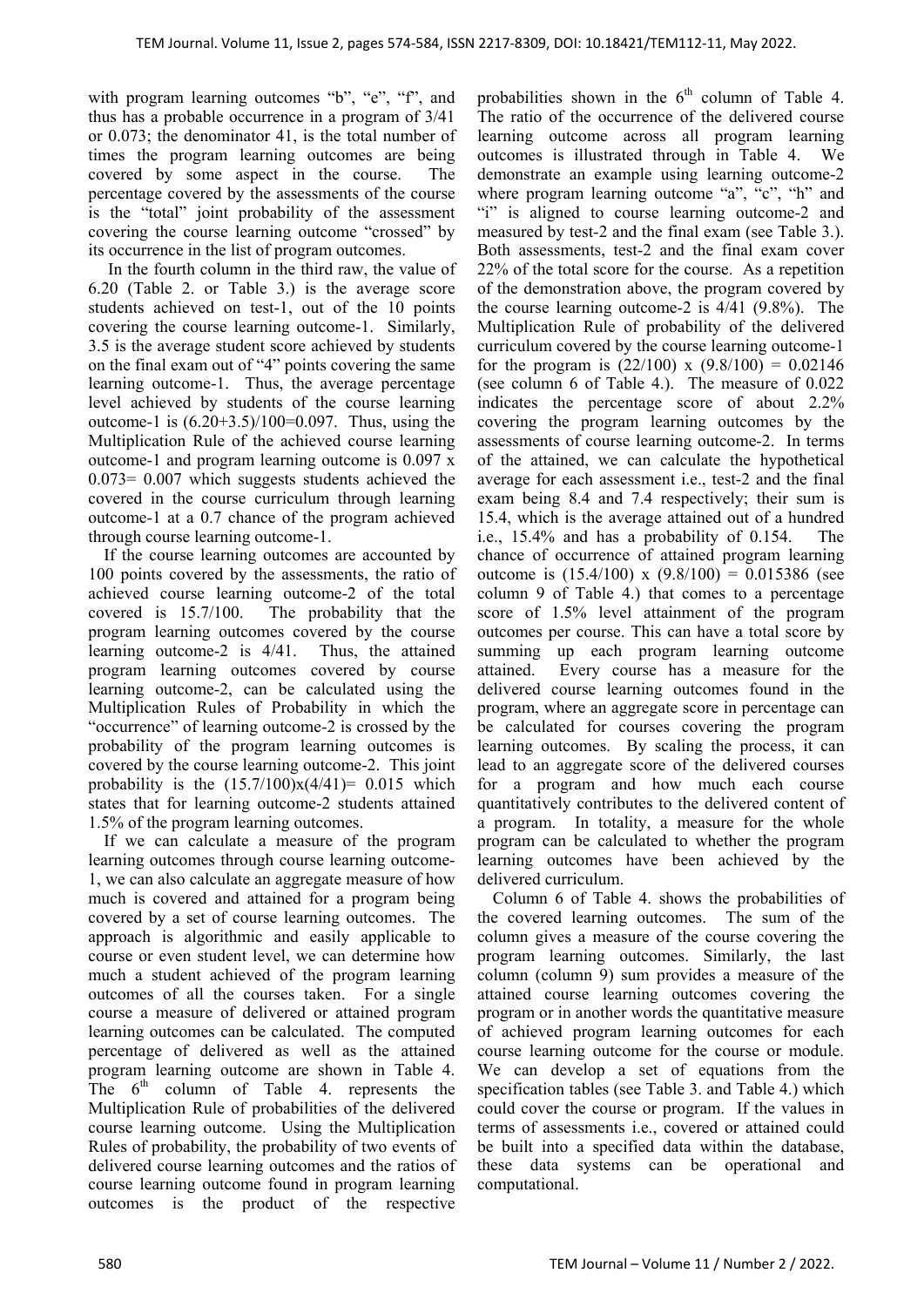with program learning outcomes "b", "e", "f", and thus has a probable occurrence in a program of 3/41 or 0.073; the denominator 41, is the total number of times the program learning outcomes are being covered by some aspect in the course. The percentage covered by the assessments of the course is the "total" joint probability of the assessment covering the course learning outcome "crossed" by its occurrence in the list of program outcomes.

In the fourth column in the third raw, the value of 6.20 (Table 2. or Table 3.) is the average score students achieved on test-1, out of the 10 points covering the course learning outcome-1. Similarly, 3.5 is the average student score achieved by students on the final exam out of "4" points covering the same learning outcome-1. Thus, the average percentage level achieved by students of the course learning outcome-1 is (6.20+3.5)/100=0.097. Thus, using the Multiplication Rule of the achieved course learning outcome-1 and program learning outcome is 0.097 x 0.073= 0.007 which suggests students achieved the covered in the course curriculum through learning outcome-1 at a 0.7 chance of the program achieved through course learning outcome-1.

If the course learning outcomes are accounted by 100 points covered by the assessments, the ratio of achieved course learning outcome-2 of the total covered is 15.7/100. The probability that the program learning outcomes covered by the course learning outcome-2 is 4/41. Thus, the attained program learning outcomes covered by course learning outcome-2, can be calculated using the Multiplication Rules of Probability in which the "occurrence" of learning outcome-2 is crossed by the probability of the program learning outcomes is covered by the course learning outcome-2. This joint probability is the (15.7/100)x(4/41)= 0.015 which states that for learning outcome-2 students attained 1.5% of the program learning outcomes.

If we can calculate a measure of the program learning outcomes through course learning outcome-1, we can also calculate an aggregate measure of how much is covered and attained for a program being covered by a set of course learning outcomes. The approach is algorithmic and easily applicable to course or even student level, we can determine how much a student achieved of the program learning outcomes of all the courses taken. For a single course a measure of delivered or attained program learning outcomes can be calculated. The computed percentage of delivered as well as the attained program learning outcome are shown in Table 4. The 6th column of Table 4. represents the Multiplication Rule of probabilities of the delivered course learning outcome. Using the Multiplication Rules of probability, the probability of two events of delivered course learning outcomes and the ratios of course learning outcome found in program learning outcomes is the product of the respective probabilities shown in the 6th column of Table 4. The ratio of the occurrence of the delivered course learning outcome across all program learning outcomes is illustrated through in Table 4. We demonstrate an example using learning outcome-2 where program learning outcome "a", "c", "h" and "i" is aligned to course learning outcome-2 and measured by test-2 and the final exam (see Table 3.). Both assessments, test-2 and the final exam cover 22% of the total score for the course. As a repetition of the demonstration above, the program covered by the course learning outcome-2 is 4/41 (9.8%). The Multiplication Rule of probability of the delivered curriculum covered by the course learning outcome-1 for the program is (22/100) x (9.8/100) = 0.02146 (see column 6 of Table 4.). The measure of 0.022 indicates the percentage score of about 2.2% covering the program learning outcomes by the assessments of course learning outcome-2. In terms of the attained, we can calculate the hypothetical average for each assessment i.e., test-2 and the final exam being 8.4 and 7.4 respectively; their sum is 15.4, which is the average attained out of a hundred i.e., 15.4% and has a probability of 0.154. The chance of occurrence of attained program learning outcome is (15.4/100) x (9.8/100) = 0.015386 (see column 9 of Table 4.) that comes to a percentage score of 1.5% level attainment of the program outcomes per course. This can have a total score by summing up each program learning outcome attained. Every course has a measure for the delivered course learning outcomes found in the program, where an aggregate score in percentage can be calculated for courses covering the program learning outcomes. By scaling the process, it can lead to an aggregate score of the delivered courses for a program and how much each course quantitatively contributes to the delivered content of a program. In totality, a measure for the whole program can be calculated to whether the program learning outcomes have been achieved by the delivered curriculum.

Column 6 of Table 4. shows the probabilities of the covered learning outcomes. The sum of the column gives a measure of the course covering the program learning outcomes. Similarly, the last column (column 9) sum provides a measure of the attained course learning outcomes covering the program or in another words the quantitative measure of achieved program learning outcomes for each course learning outcome for the course or module. We can develop a set of equations from the specification tables (see Table 3. and Table 4.) which could cover the course or program. If the values in terms of assessments i.e., covered or attained could be built into a specified data within the database, these data systems can be operational and computational.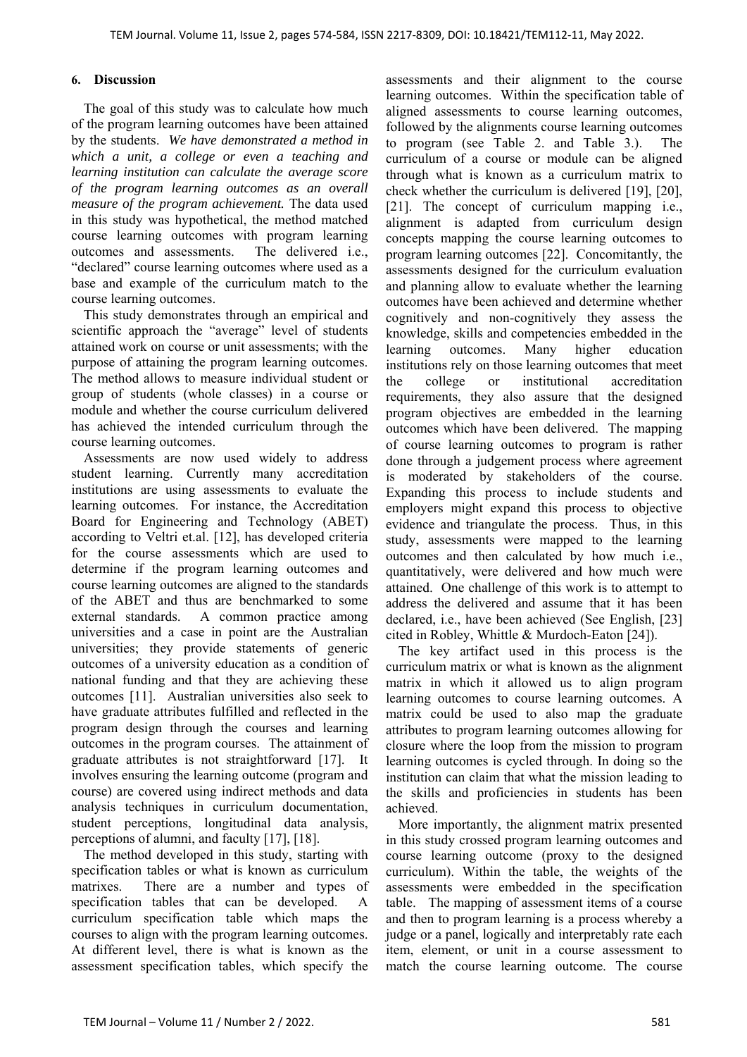## 6. Discussion

The goal of this study was to calculate how much of the program learning outcomes have been attained by the students. *We have demonstrated a method in which a unit, a college or even a teaching and learning institution can calculate the average score of the program learning outcomes as an overall measure of the program achievement.* The data used in this study was hypothetical, the method matched course learning outcomes with program learning outcomes and assessments. The delivered i.e., "declared" course learning outcomes where used as a base and example of the curriculum match to the course learning outcomes.

This study demonstrates through an empirical and scientific approach the "average" level of students attained work on course or unit assessments; with the purpose of attaining the program learning outcomes. The method allows to measure individual student or group of students (whole classes) in a course or module and whether the course curriculum delivered has achieved the intended curriculum through the course learning outcomes.

Assessments are now used widely to address student learning. Currently many accreditation institutions are using assessments to evaluate the learning outcomes. For instance, the Accreditation Board for Engineering and Technology (ABET) according to Veltri et.al. [12], has developed criteria for the course assessments which are used to determine if the program learning outcomes and course learning outcomes are aligned to the standards of the ABET and thus are benchmarked to some external standards. A common practice among universities and a case in point are the Australian universities; they provide statements of generic outcomes of a university education as a condition of national funding and that they are achieving these outcomes [11]. Australian universities also seek to have graduate attributes fulfilled and reflected in the program design through the courses and learning outcomes in the program courses. The attainment of graduate attributes is not straightforward [17]. It involves ensuring the learning outcome (program and course) are covered using indirect methods and data analysis techniques in curriculum documentation, student perceptions, longitudinal data analysis, perceptions of alumni, and faculty [17], [18].

The method developed in this study, starting with specification tables or what is known as curriculum matrixes. There are a number and types of specification tables that can be developed. A curriculum specification table which maps the courses to align with the program learning outcomes. At different level, there is what is known as the assessment specification tables, which specify the assessments and their alignment to the course learning outcomes. Within the specification table of aligned assessments to course learning outcomes, followed by the alignments course learning outcomes to program (see Table 2. and Table 3.). The curriculum of a course or module can be aligned through what is known as a curriculum matrix to check whether the curriculum is delivered [19], [20], [21]. The concept of curriculum mapping i.e., alignment is adapted from curriculum design concepts mapping the course learning outcomes to program learning outcomes [22]. Concomitantly, the assessments designed for the curriculum evaluation and planning allow to evaluate whether the learning outcomes have been achieved and determine whether cognitively and non-cognitively they assess the knowledge, skills and competencies embedded in the learning outcomes. Many higher education institutions rely on those learning outcomes that meet the college or institutional accreditation requirements, they also assure that the designed program objectives are embedded in the learning outcomes which have been delivered. The mapping of course learning outcomes to program is rather done through a judgement process where agreement is moderated by stakeholders of the course. Expanding this process to include students and employers might expand this process to objective evidence and triangulate the process. Thus, in this study, assessments were mapped to the learning outcomes and then calculated by how much i.e., quantitatively, were delivered and how much were attained. One challenge of this work is to attempt to address the delivered and assume that it has been declared, i.e., have been achieved (See English, [23] cited in Robley, Whittle & Murdoch-Eaton [24]).

The key artifact used in this process is the curriculum matrix or what is known as the alignment matrix in which it allowed us to align program learning outcomes to course learning outcomes. A matrix could be used to also map the graduate attributes to program learning outcomes allowing for closure where the loop from the mission to program learning outcomes is cycled through. In doing so the institution can claim that what the mission leading to the skills and proficiencies in students has been achieved.

More importantly, the alignment matrix presented in this study crossed program learning outcomes and course learning outcome (proxy to the designed curriculum). Within the table, the weights of the assessments were embedded in the specification table. The mapping of assessment items of a course and then to program learning is a process whereby a judge or a panel, logically and interpretably rate each item, element, or unit in a course assessment to match the course learning outcome. The course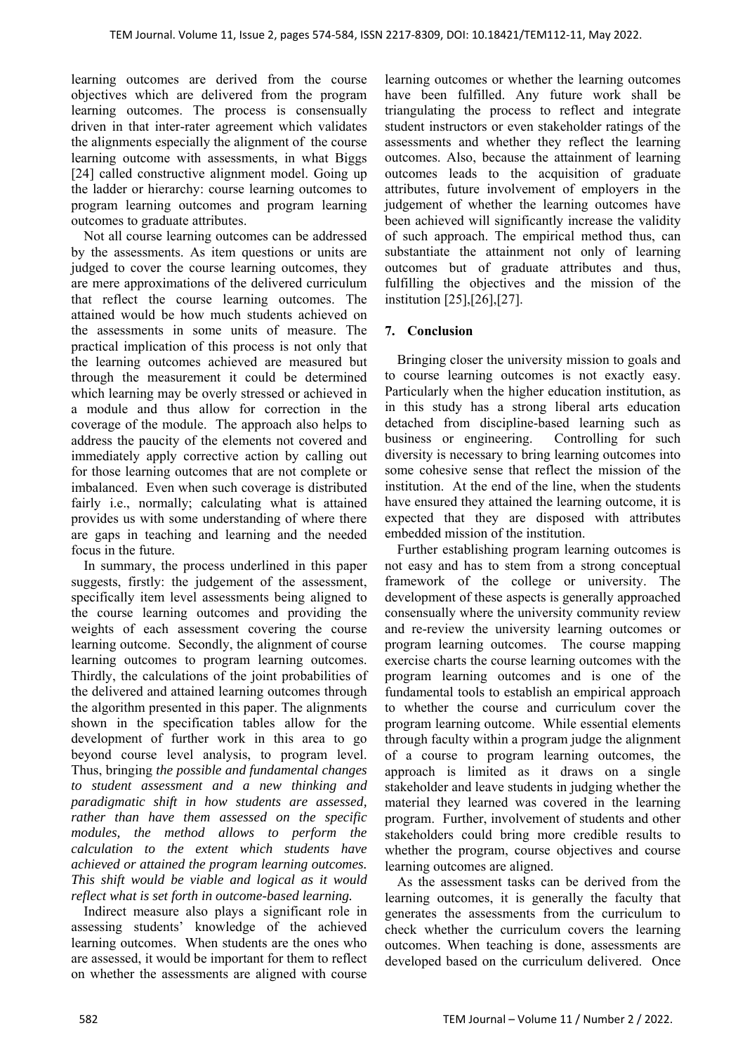learning outcomes are derived from the course objectives which are delivered from the program learning outcomes. The process is consensually driven in that inter-rater agreement which validates the alignments especially the alignment of the course learning outcome with assessments, in what Biggs [24] called constructive alignment model. Going up the ladder or hierarchy: course learning outcomes to program learning outcomes and program learning outcomes to graduate attributes.

Not all course learning outcomes can be addressed by the assessments. As item questions or units are judged to cover the course learning outcomes, they are mere approximations of the delivered curriculum that reflect the course learning outcomes. The attained would be how much students achieved on the assessments in some units of measure. The practical implication of this process is not only that the learning outcomes achieved are measured but through the measurement it could be determined which learning may be overly stressed or achieved in a module and thus allow for correction in the coverage of the module. The approach also helps to address the paucity of the elements not covered and immediately apply corrective action by calling out for those learning outcomes that are not complete or imbalanced. Even when such coverage is distributed fairly i.e., normally; calculating what is attained provides us with some understanding of where there are gaps in teaching and learning and the needed focus in the future.

In summary, the process underlined in this paper suggests, firstly: the judgement of the assessment, specifically item level assessments being aligned to the course learning outcomes and providing the weights of each assessment covering the course learning outcome. Secondly, the alignment of course learning outcomes to program learning outcomes. Thirdly, the calculations of the joint probabilities of the delivered and attained learning outcomes through the algorithm presented in this paper. The alignments shown in the specification tables allow for the development of further work in this area to go beyond course level analysis, to program level. Thus, bringing *the possible and fundamental changes to student assessment and a new thinking and paradigmatic shift in how students are assessed, rather than have them assessed on the specific modules, the method allows to perform the calculation to the extent which students have achieved or attained the program learning outcomes. This shift would be viable and logical as it would reflect what is set forth in outcome-based learning.*

Indirect measure also plays a significant role in assessing students' knowledge of the achieved learning outcomes. When students are the ones who are assessed, it would be important for them to reflect on whether the assessments are aligned with course learning outcomes or whether the learning outcomes have been fulfilled. Any future work shall be triangulating the process to reflect and integrate student instructors or even stakeholder ratings of the assessments and whether they reflect the learning outcomes. Also, because the attainment of learning outcomes leads to the acquisition of graduate attributes, future involvement of employers in the judgement of whether the learning outcomes have been achieved will significantly increase the validity of such approach. The empirical method thus, can substantiate the attainment not only of learning outcomes but of graduate attributes and thus, fulfilling the objectives and the mission of the institution [25],[26],[27].

## 7. Conclusion

Bringing closer the university mission to goals and to course learning outcomes is not exactly easy. Particularly when the higher education institution, as in this study has a strong liberal arts education detached from discipline-based learning such as business or engineering. Controlling for such diversity is necessary to bring learning outcomes into some cohesive sense that reflect the mission of the institution. At the end of the line, when the students have ensured they attained the learning outcome, it is expected that they are disposed with attributes embedded mission of the institution.

Further establishing program learning outcomes is not easy and has to stem from a strong conceptual framework of the college or university. The development of these aspects is generally approached consensually where the university community review and re-review the university learning outcomes or program learning outcomes. The course mapping exercise charts the course learning outcomes with the program learning outcomes and is one of the fundamental tools to establish an empirical approach to whether the course and curriculum cover the program learning outcome. While essential elements through faculty within a program judge the alignment of a course to program learning outcomes, the approach is limited as it draws on a single stakeholder and leave students in judging whether the material they learned was covered in the learning program. Further, involvement of students and other stakeholders could bring more credible results to whether the program, course objectives and course learning outcomes are aligned.

As the assessment tasks can be derived from the learning outcomes, it is generally the faculty that generates the assessments from the curriculum to check whether the curriculum covers the learning outcomes. When teaching is done, assessments are developed based on the curriculum delivered. Once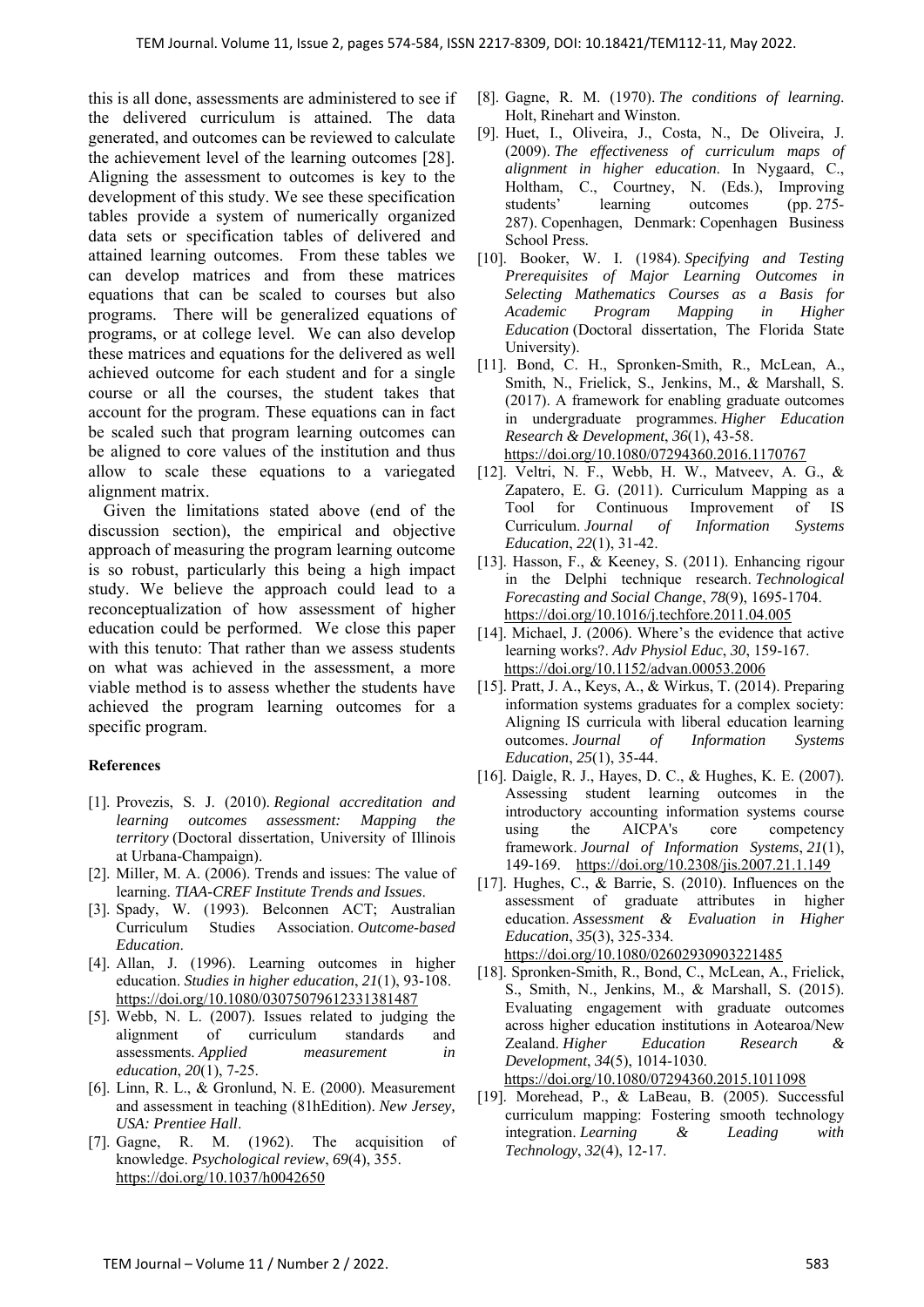this is all done, assessments are administered to see if the delivered curriculum is attained. The data generated, and outcomes can be reviewed to calculate the achievement level of the learning outcomes [28]. Aligning the assessment to outcomes is key to the development of this study. We see these specification tables provide a system of numerically organized data sets or specification tables of delivered and attained learning outcomes. From these tables we can develop matrices and from these matrices equations that can be scaled to courses but also programs. There will be generalized equations of programs, or at college level. We can also develop these matrices and equations for the delivered as well achieved outcome for each student and for a single course or all the courses, the student takes that account for the program. These equations can in fact be scaled such that program learning outcomes can be aligned to core values of the institution and thus allow to scale these equations to a variegated alignment matrix.

Given the limitations stated above (end of the discussion section), the empirical and objective approach of measuring the program learning outcome is so robust, particularly this being a high impact study. We believe the approach could lead to a reconceptualization of how assessment of higher education could be performed. We close this paper with this tenuto: That rather than we assess students on what was achieved in the assessment, a more viable method is to assess whether the students have achieved the program learning outcomes for a specific program.

**References**

[1]. Provezis, S. J. (2010). *Regional accreditation and learning outcomes assessment: Mapping the territory* (Doctoral dissertation, University of Illinois at Urbana-Champaign).

[2]. Miller, M. A. (2006). Trends and issues: The value of learning. *TIAA-CREF Institute Trends and Issues*.

[3]. Spady, W. (1993). Belconnen ACT; Australian Curriculum Studies Association. *Outcome-based Education*.

[4]. Allan, J. (1996). Learning outcomes in higher education. *Studies in higher education*, *21*(1), 93-108. https://doi.org/10.1080/03075079612331381487

[5]. Webb, N. L. (2007). Issues related to judging the alignment of curriculum standards and assessments. *Applied measurement in education*, *20*(1), 7-25.

[6]. Linn, R. L., & Gronlund, N. E. (2000). Measurement and assessment in teaching (81hEdition). *New Jersey, USA: Prentiee Hall*.

[7]. Gagne, R. M. (1962). The acquisition of knowledge. *Psychological review*, *69*(4), 355. https://doi.org/10.1037/h0042650

[8]. Gagne, R. M. (1970). *The conditions of learning*. Holt, Rinehart and Winston.

[9]. Huet, I., Oliveira, J., Costa, N., De Oliveira, J. (2009). *The effectiveness of curriculum maps of alignment in higher education*. In Nygaard, C., Holtham, C., Courtney, N. (Eds.), Improving students' learning outcomes (pp. 275-287). Copenhagen, Denmark: Copenhagen Business School Press.

[10]. Booker, W. I. (1984). *Specifying and Testing Prerequisites of Major Learning Outcomes in Selecting Mathematics Courses as a Basis for Academic Program Mapping in Higher Education* (Doctoral dissertation, The Florida State University).

[11]. Bond, C. H., Spronken-Smith, R., McLean, A., Smith, N., Frielick, S., Jenkins, M., & Marshall, S. (2017). A framework for enabling graduate outcomes in undergraduate programmes. *Higher Education Research & Development*, *36*(1), 43-58. https://doi.org/10.1080/07294360.2016.1170767

[12]. Veltri, N. F., Webb, H. W., Matveev, A. G., & Zapatero, E. G. (2011). Curriculum Mapping as a Tool for Continuous Improvement of IS Curriculum. *Journal of Information Systems Education*, *22*(1), 31-42.

[13]. Hasson, F., & Keeney, S. (2011). Enhancing rigour in the Delphi technique research. *Technological Forecasting and Social Change*, *78*(9), 1695-1704. https://doi.org/10.1016/j.techfore.2011.04.005

[14]. Michael, J. (2006). Where's the evidence that active learning works?. *Adv Physiol Educ*, *30*, 159-167. https://doi.org/10.1152/advan.00053.2006

[15]. Pratt, J. A., Keys, A., & Wirkus, T. (2014). Preparing information systems graduates for a complex society: Aligning IS curricula with liberal education learning outcomes. *Journal of Information Systems Education*, *25*(1), 35-44.

[16]. Daigle, R. J., Hayes, D. C., & Hughes, K. E. (2007). Assessing student learning outcomes in the introductory accounting information systems course using the AICPA's core competency framework. *Journal of Information Systems*, *21*(1), 149-169. https://doi.org/10.2308/jis.2007.21.1.149

[17]. Hughes, C., & Barrie, S. (2010). Influences on the assessment of graduate attributes in higher education. *Assessment & Evaluation in Higher Education*, *35*(3), 325-334. https://doi.org/10.1080/02602930903221485

[18]. Spronken-Smith, R., Bond, C., McLean, A., Frielick, S., Smith, N., Jenkins, M., & Marshall, S. (2015). Evaluating engagement with graduate outcomes across higher education institutions in Aotearoa/New Zealand. *Higher Education Research & Development*, *34*(5), 1014-1030. https://doi.org/10.1080/07294360.2015.1011098

[19]. Morehead, P., & LaBeau, B. (2005). Successful curriculum mapping: Fostering smooth technology integration. *Learning & Leading with Technology*, *32*(4), 12-17.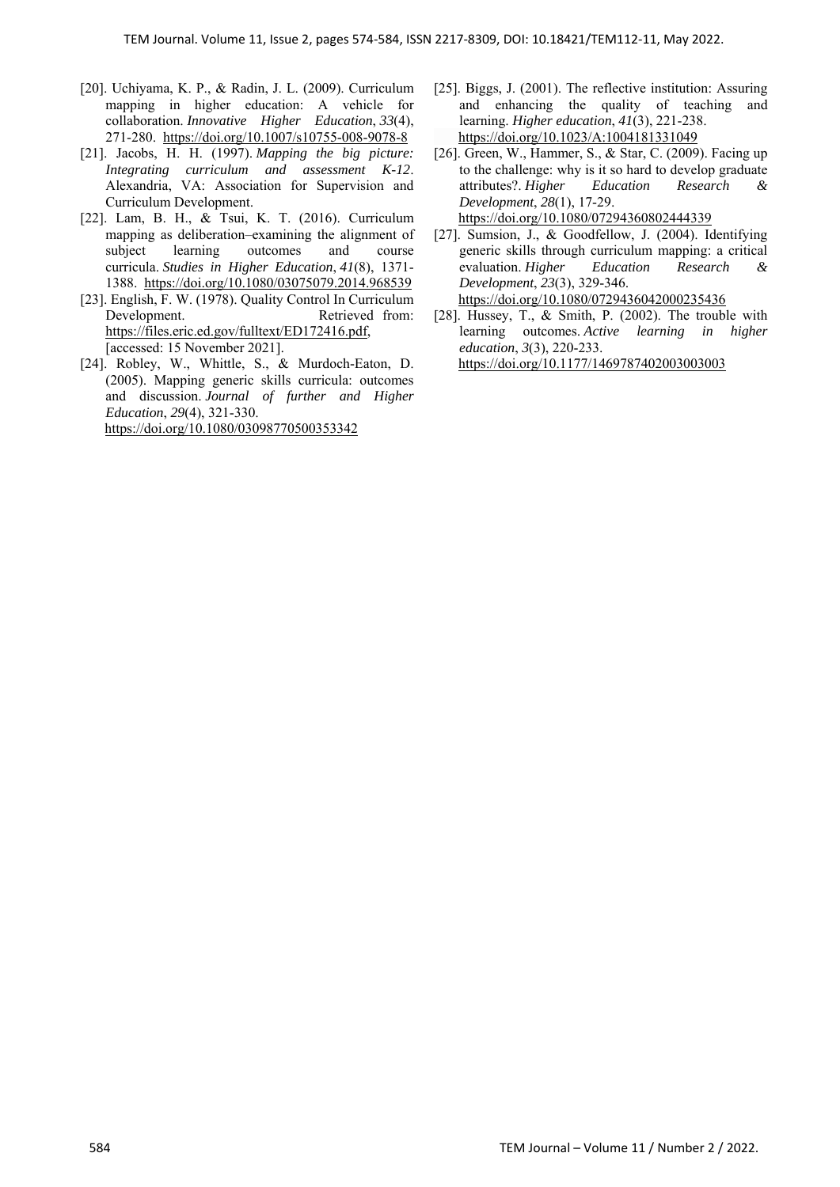[20]. Uchiyama, K. P., & Radin, J. L. (2009). Curriculum mapping in higher education: A vehicle for collaboration. *Innovative Higher Education*, *33*(4), 271-280. https://doi.org/10.1007/s10755-008-9078-8

[21]. Jacobs, H. H. (1997). *Mapping the big picture: Integrating curriculum and assessment K-12*. Alexandria, VA: Association for Supervision and Curriculum Development.

[22]. Lam, B. H., & Tsui, K. T. (2016). Curriculum mapping as deliberation–examining the alignment of subject learning outcomes and course curricula. *Studies in Higher Education*, *41*(8), 1371-1388. https://doi.org/10.1080/03075079.2014.968539

[23]. English, F. W. (1978). Quality Control In Curriculum Development. Retrieved from: https://files.eric.ed.gov/fulltext/ED172416.pdf, [accessed: 15 November 2021].

[24]. Robley, W., Whittle, S., & Murdoch-Eaton, D. (2005). Mapping generic skills curricula: outcomes and discussion. *Journal of further and Higher Education*, *29*(4), 321-330. https://doi.org/10.1080/03098770500353342

[25]. Biggs, J. (2001). The reflective institution: Assuring and enhancing the quality of teaching and learning. *Higher education*, *41*(3), 221-238. https://doi.org/10.1023/A:1004181331049

[26]. Green, W., Hammer, S., & Star, C. (2009). Facing up to the challenge: why is it so hard to develop graduate attributes?. *Higher Education Research & Development*, *28*(1), 17-29. https://doi.org/10.1080/07294360802444339

[27]. Sumsion, J., & Goodfellow, J. (2004). Identifying generic skills through curriculum mapping: a critical evaluation. *Higher Education Research & Development*, *23*(3), 329-346. https://doi.org/10.1080/0729436042000235436

[28]. Hussey, T., & Smith, P. (2002). The trouble with learning outcomes. *Active learning in higher education*, *3*(3), 220-233. https://doi.org/10.1177/1469787402003003003